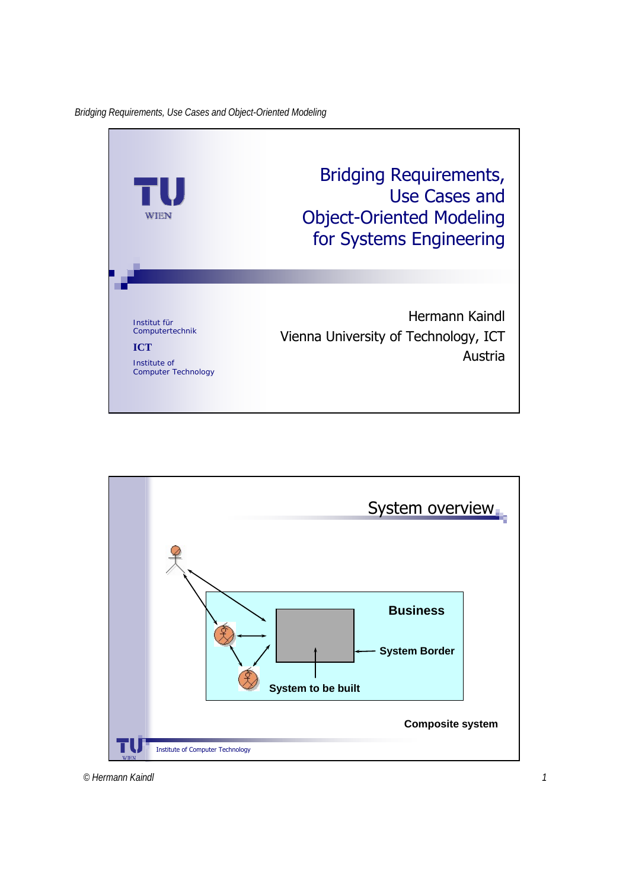# Bridging Requirements, Use Cases and Object-Oriented Modeling for Systems Engineering

Institut für Computertechnik

**ICT**

Institute of Computer Technology

Hermann Kaindl
Vienna University of Technology, ICT
Austria

---

## System overview

**Business**

**System Border**

**System to be built**

**Composite system**

Institute of Computer Technology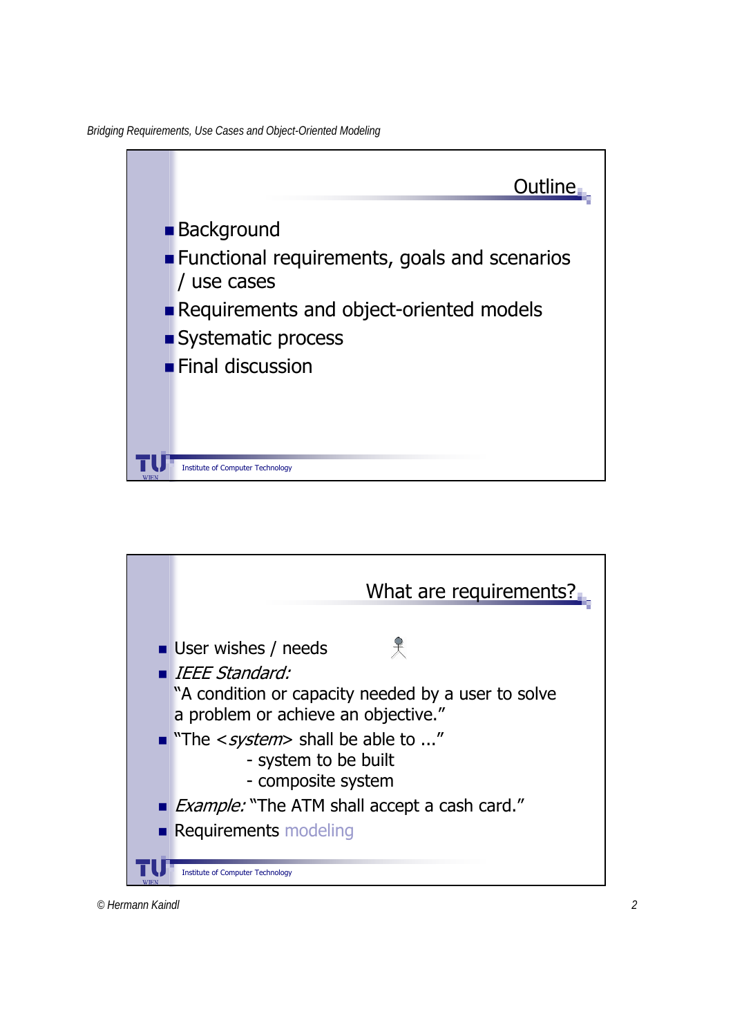## Outline

- Background
- Functional requirements, goals and scenarios / use cases
- Requirements and object-oriented models
- Systematic process
- Final discussion

Institute of Computer Technology

## What are requirements?

- User wishes / needs
- *IEEE Standard:*
  "A condition or capacity needed by a user to solve a problem or achieve an objective."
- "The <*system*> shall be able to ..."
  - system to be built
  - composite system
- *Example:* "The ATM shall accept a cash card."
- Requirements modeling

Institute of Computer Technology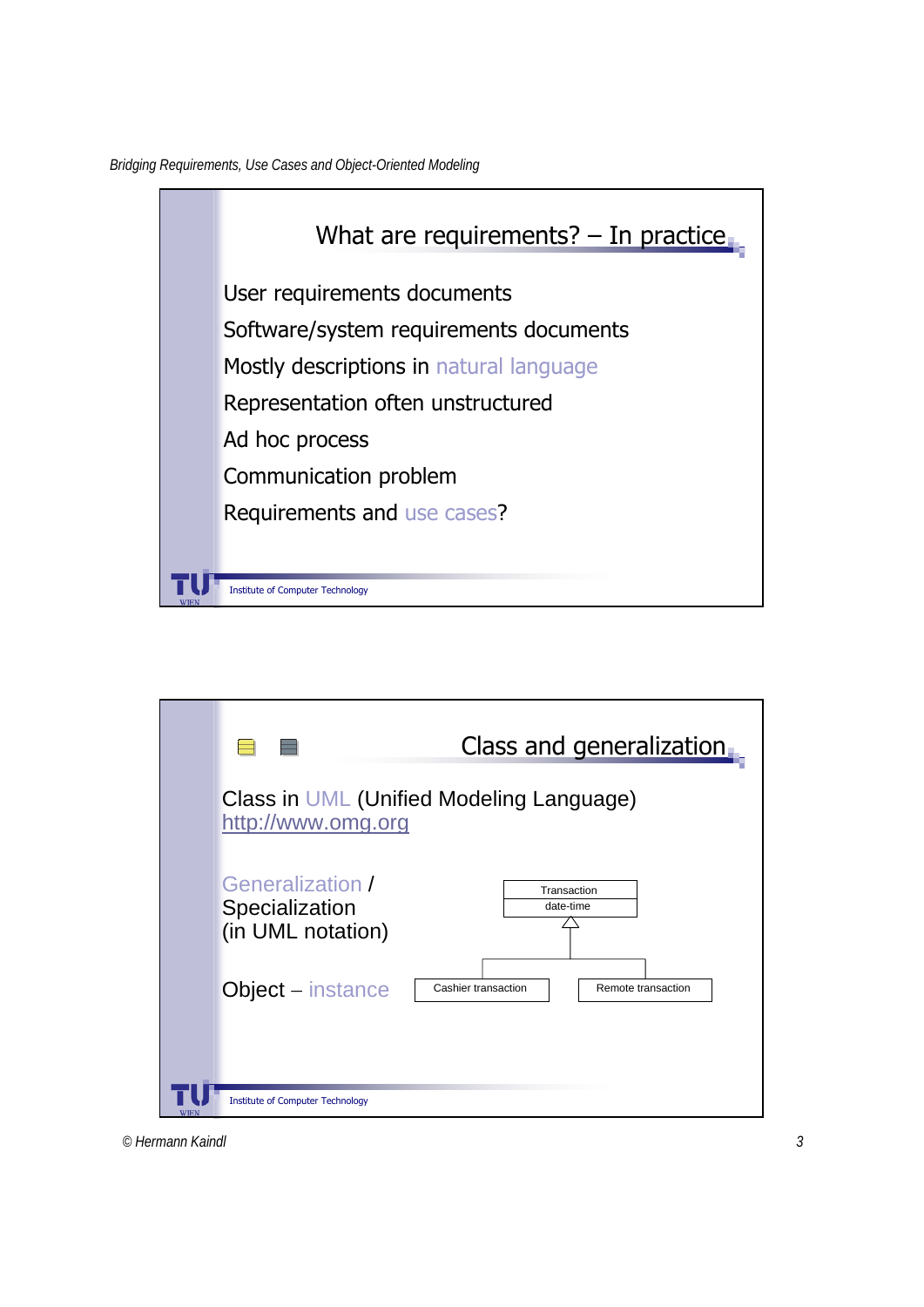## What are requirements? – In practice

User requirements documents

Software/system requirements documents

Mostly descriptions in natural language

Representation often unstructured

Ad hoc process

Communication problem

Requirements and use cases?

Institute of Computer Technology

## Class and generalization

Class in UML (Unified Modeling Language)
http://www.omg.org

Generalization / Specialization (in UML notation)

Transaction
date-time

Cashier transaction

Remote transaction

Object – instance

Institute of Computer Technology

© Hermann Kaindl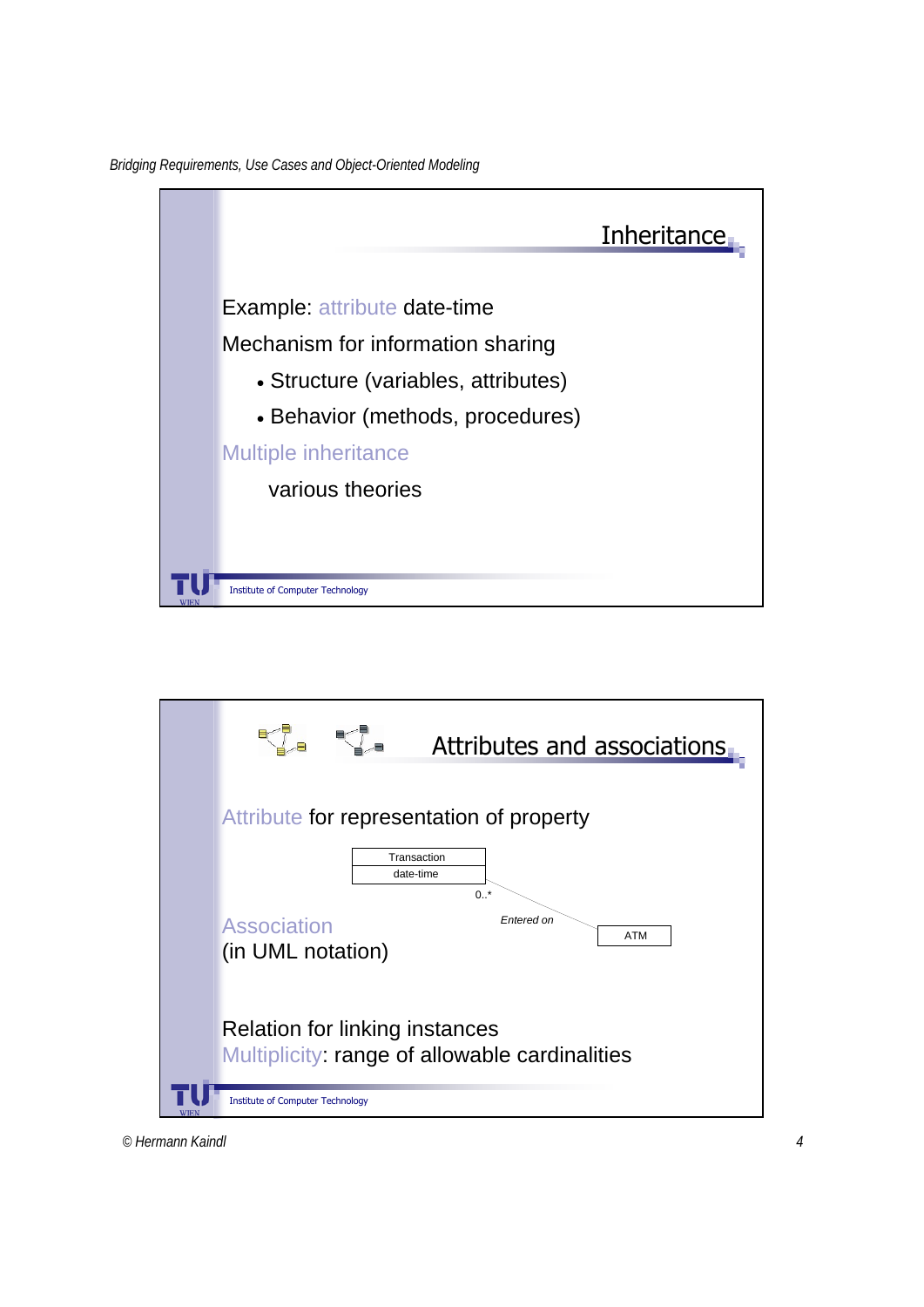## Inheritance

Example: attribute date-time

Mechanism for information sharing

- Structure (variables, attributes)
- Behavior (methods, procedures)

Multiple inheritance

various theories

Institute of Computer Technology

## Attributes and associations

Attribute for representation of property

Transaction
date-time

0..*

*Entered on*

ATM

Association
(in UML notation)

Relation for linking instances

Multiplicity: range of allowable cardinalities

Institute of Computer Technology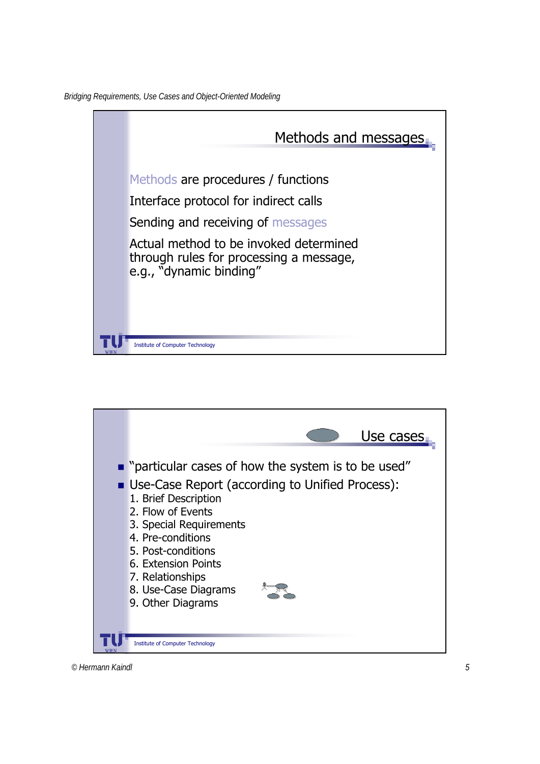## Methods and messages

Methods are procedures / functions

Interface protocol for indirect calls

Sending and receiving of messages

Actual method to be invoked determined through rules for processing a message, e.g., "dynamic binding"

Institute of Computer Technology

## Use cases

- "particular cases of how the system is to be used"
- Use-Case Report (according to Unified Process):
  1. Brief Description
  2. Flow of Events
  3. Special Requirements
  4. Pre-conditions
  5. Post-conditions
  6. Extension Points
  7. Relationships
  8. Use-Case Diagrams
  9. Other Diagrams

Institute of Computer Technology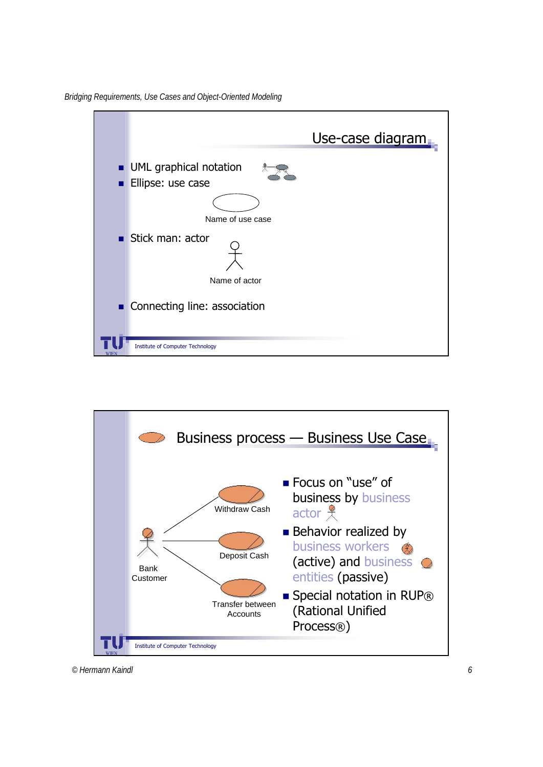## Use-case diagram

- UML graphical notation
- Ellipse: use case

Name of use case

- Stick man: actor

Name of actor

- Connecting line: association

Institute of Computer Technology

## Business process — Business Use Case

Withdraw Cash

Bank Customer

Deposit Cash

Transfer between Accounts

- Focus on "use" of business by business actor
- Behavior realized by business workers (active) and business entities (passive)
- Special notation in RUP® (Rational Unified Process®)

Institute of Computer Technology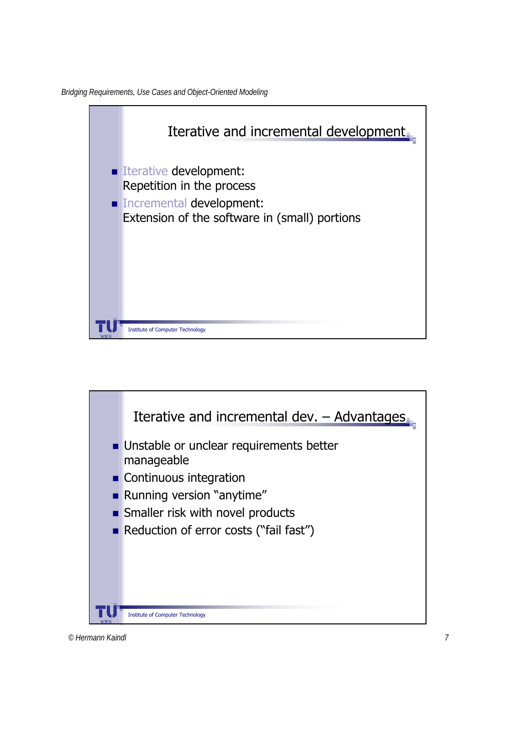## Iterative and incremental development

- Iterative development:
  Repetition in the process
- Incremental development:
  Extension of the software in (small) portions

Institute of Computer Technology

## Iterative and incremental dev. – Advantages

- Unstable or unclear requirements better manageable
- Continuous integration
- Running version "anytime"
- Smaller risk with novel products
- Reduction of error costs ("fail fast")

Institute of Computer Technology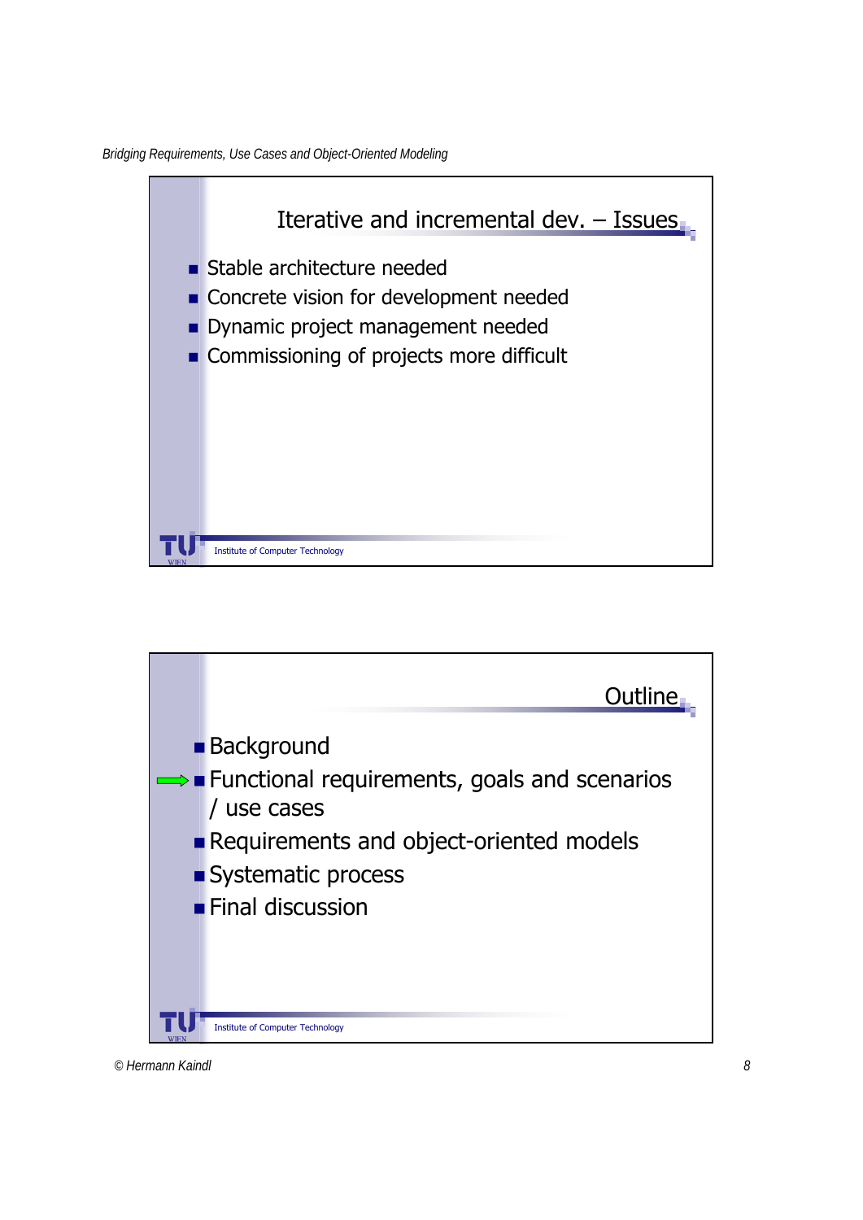## Iterative and incremental dev. – Issues

- Stable architecture needed
- Concrete vision for development needed
- Dynamic project management needed
- Commissioning of projects more difficult

Institute of Computer Technology

## Outline

- Background
- ➡ Functional requirements, goals and scenarios / use cases
- Requirements and object-oriented models
- Systematic process
- Final discussion

Institute of Computer Technology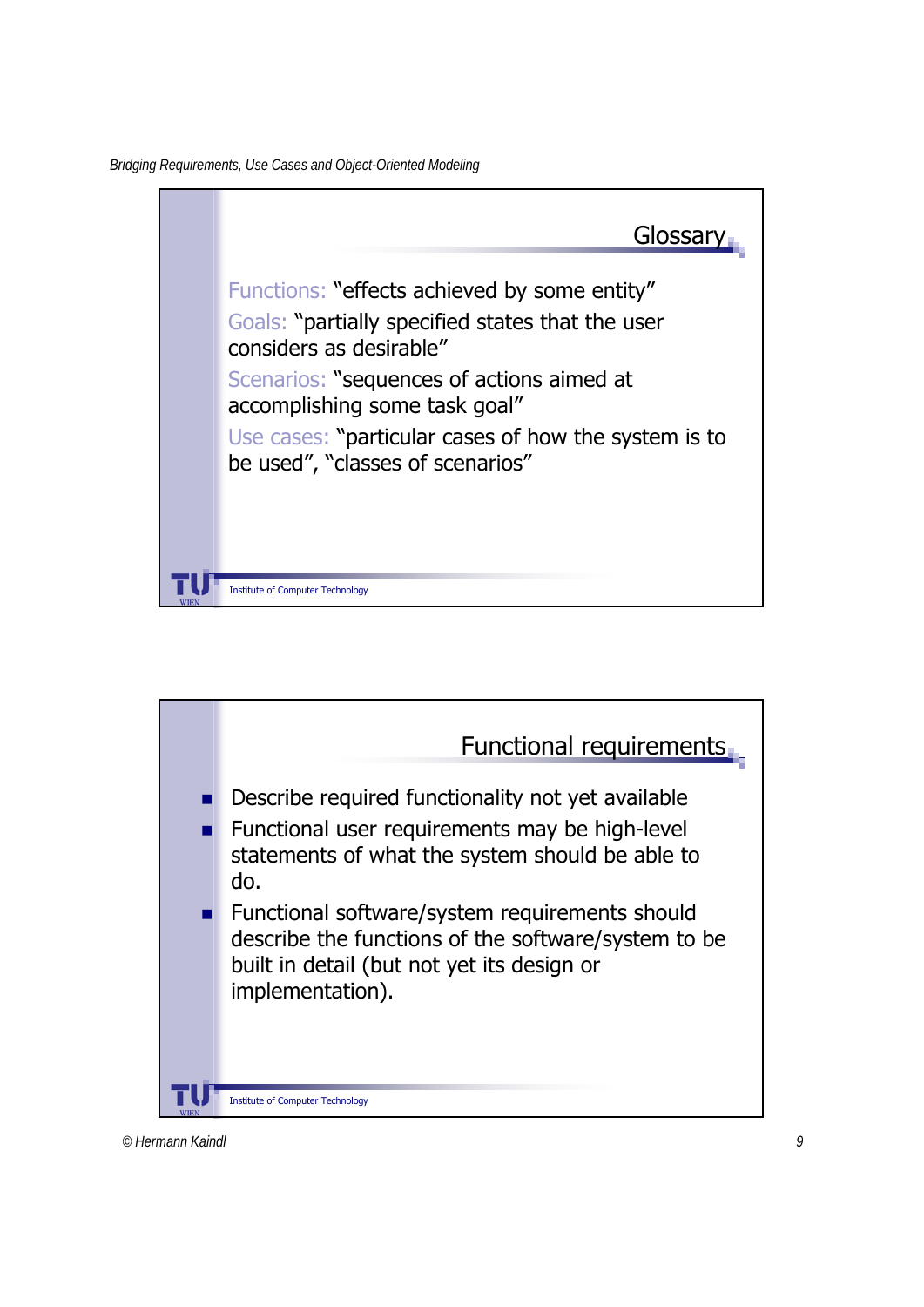## Glossary

Functions: "effects achieved by some entity"

Goals: "partially specified states that the user considers as desirable"

Scenarios: "sequences of actions aimed at accomplishing some task goal"

Use cases: "particular cases of how the system is to be used", "classes of scenarios"

## Functional requirements

- Describe required functionality not yet available
- Functional user requirements may be high-level statements of what the system should be able to do.
- Functional software/system requirements should describe the functions of the software/system to be built in detail (but not yet its design or implementation).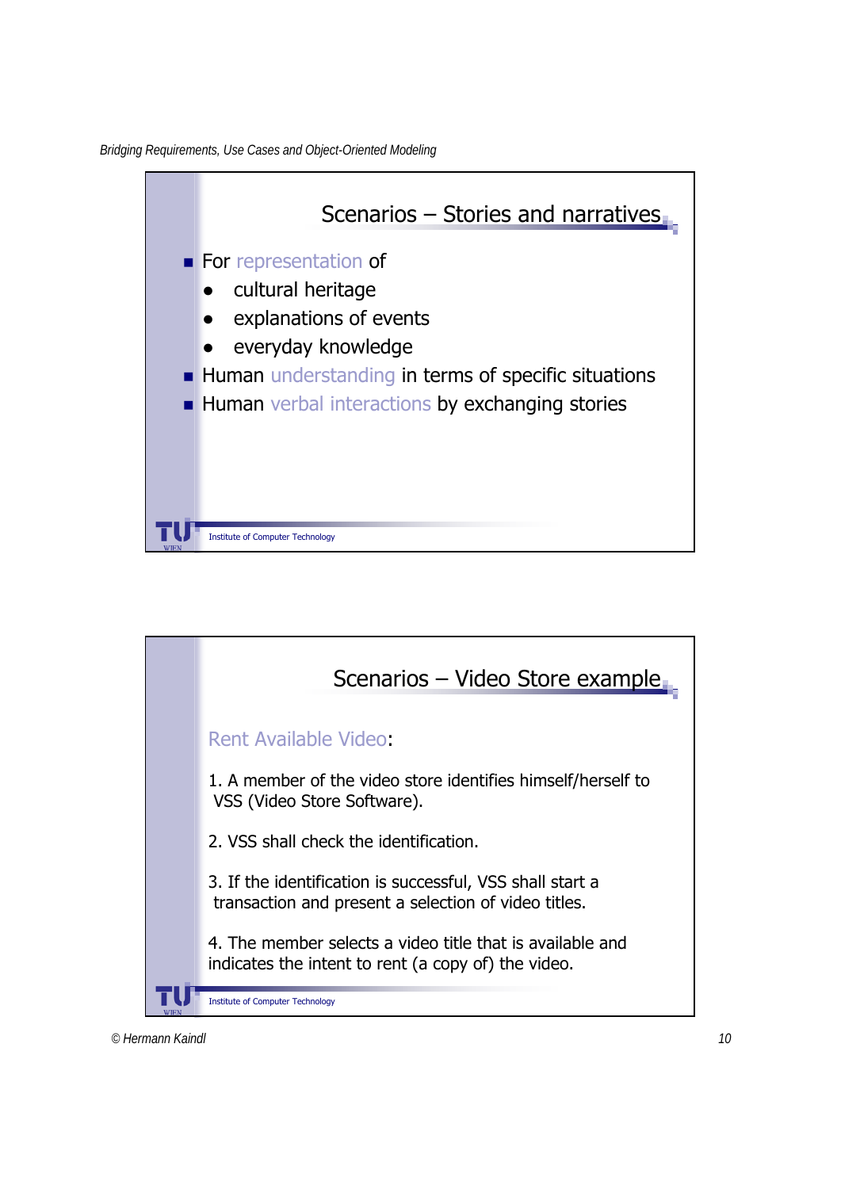## Scenarios – Stories and narratives

- For representation of
  - cultural heritage
  - explanations of events
  - everyday knowledge
- Human understanding in terms of specific situations
- Human verbal interactions by exchanging stories

Institute of Computer Technology

## Scenarios – Video Store example

Rent Available Video:

1. A member of the video store identifies himself/herself to VSS (Video Store Software).

2. VSS shall check the identification.

3. If the identification is successful, VSS shall start a transaction and present a selection of video titles.

4. The member selects a video title that is available and indicates the intent to rent (a copy of) the video.

Institute of Computer Technology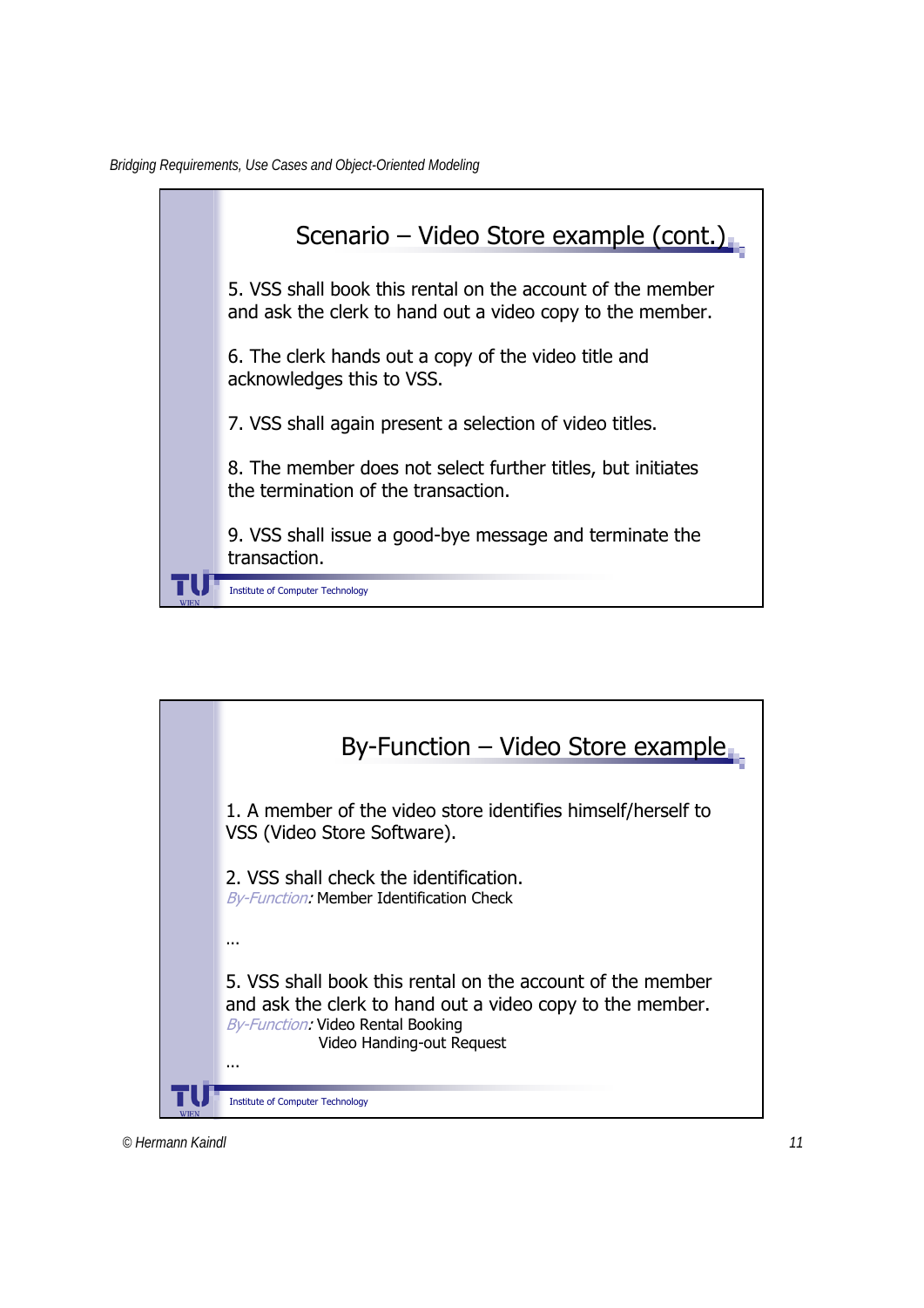## Scenario – Video Store example (cont.)

5. VSS shall book this rental on the account of the member and ask the clerk to hand out a video copy to the member.

6. The clerk hands out a copy of the video title and acknowledges this to VSS.

7. VSS shall again present a selection of video titles.

8. The member does not select further titles, but initiates the termination of the transaction.

9. VSS shall issue a good-bye message and terminate the transaction.

Institute of Computer Technology

## By-Function – Video Store example

1. A member of the video store identifies himself/herself to VSS (Video Store Software).

2. VSS shall check the identification.
*By-Function:* Member Identification Check

…

5. VSS shall book this rental on the account of the member and ask the clerk to hand out a video copy to the member.
*By-Function:* Video Rental Booking
Video Handing-out Request

…

Institute of Computer Technology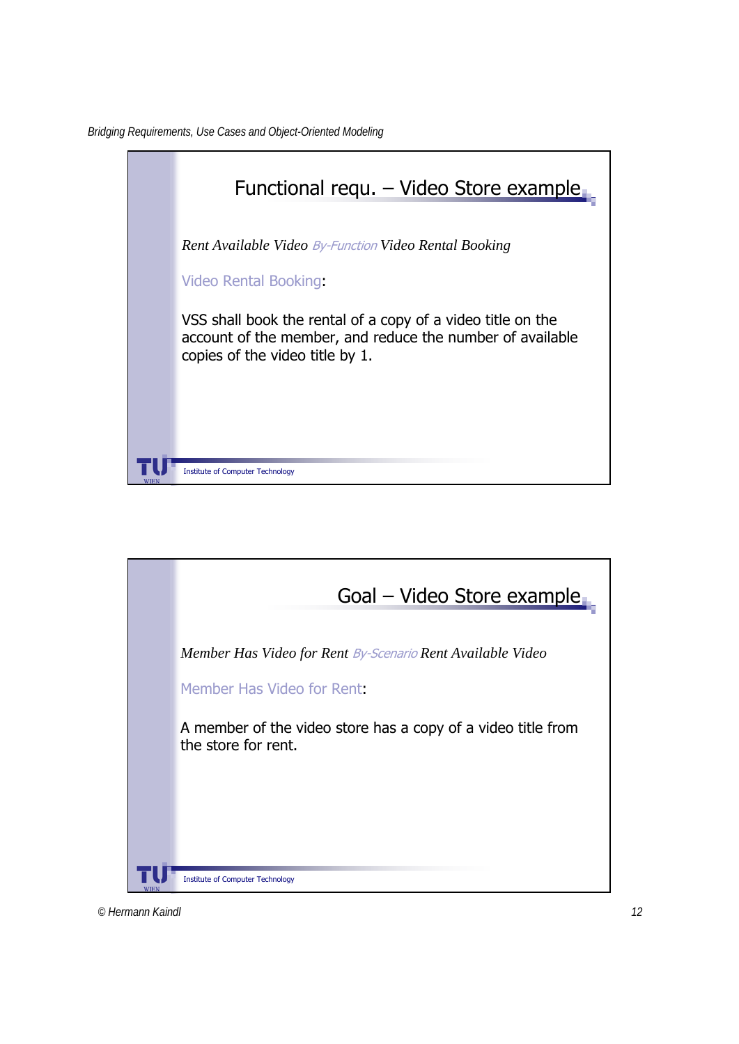## Functional requ. – Video Store example

*Rent Available Video* *By-Function* *Video Rental Booking*

Video Rental Booking:

VSS shall book the rental of a copy of a video title on the account of the member, and reduce the number of available copies of the video title by 1.

Institute of Computer Technology

## Goal – Video Store example

*Member Has Video for Rent* *By-Scenario* *Rent Available Video*

Member Has Video for Rent:

A member of the video store has a copy of a video title from the store for rent.

Institute of Computer Technology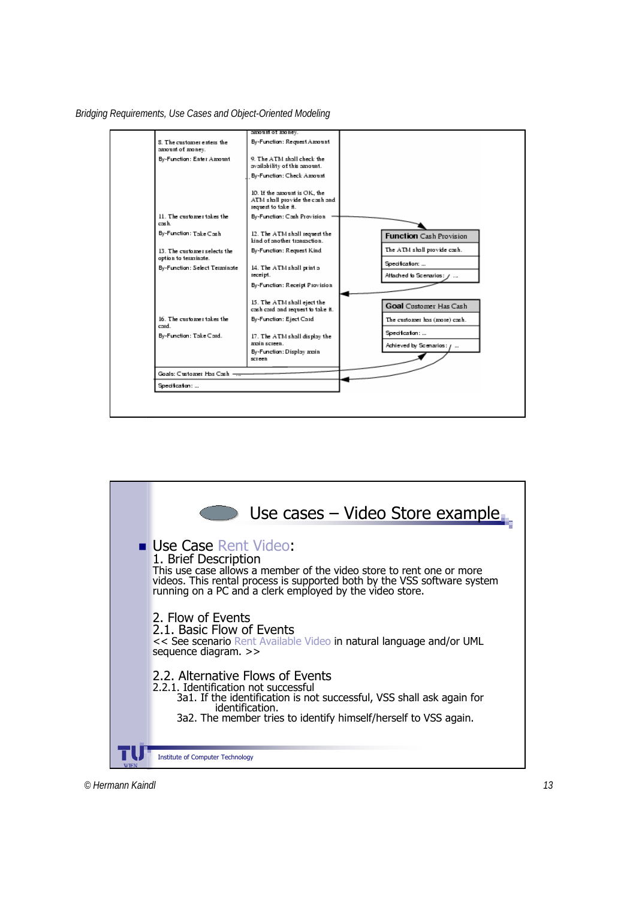amount of money.

| | |
|---|---|
| 8. The customer enters the amount of money. | By-Function: Request Amount |
| By-Function: Enter Amount | 9. The ATM shall check the availability of this amount. |
| | By-Function: Check Amount |
| | 10. If the amount is OK, the ATM shall provide the cash and request to take it. |
| 11. The customer takes the cash. | By-Function: Cash Provision |
| By-Function: Take Cash | 12. The ATM shall request the kind of another transaction. |
| 13. The customer selects the option to terminate. | By-Function: Request Kind |
| By-Function: Select Terminate | 14. The ATM shall print a receipt. |
| | By-Function: Receipt Provision |
| | 15. The ATM shall eject the cash card and request to take it. |
| 16. The customer takes the card. | By-Function: Eject Card |
| By-Function: Take Card. | 17. The ATM shall display the main screen. |
| | By-Function: Display main screen |
| Goals: Customer Has Cash | |
| Specification: ... | |

**Function** Cash Provision

The ATM shall provide cash.

Specification: ...

Attached to Scenarios: ...

**Goal** Customer Has Cash

The customer has (more) cash.

Specification: ...

Achieved by Scenarios: ...

## Use cases – Video Store example

- Use Case Rent Video:

1. Brief Description

This use case allows a member of the video store to rent one or more videos. This rental process is supported both by the VSS software system running on a PC and a clerk employed by the video store.

2. Flow of Events

2.1. Basic Flow of Events

<< See scenario Rent Available Video in natural language and/or UML sequence diagram. >>

2.2. Alternative Flows of Events

2.2.1. Identification not successful

3a1. If the identification is not successful, VSS shall ask again for identification.

3a2. The member tries to identify himself/herself to VSS again.

Institute of Computer Technology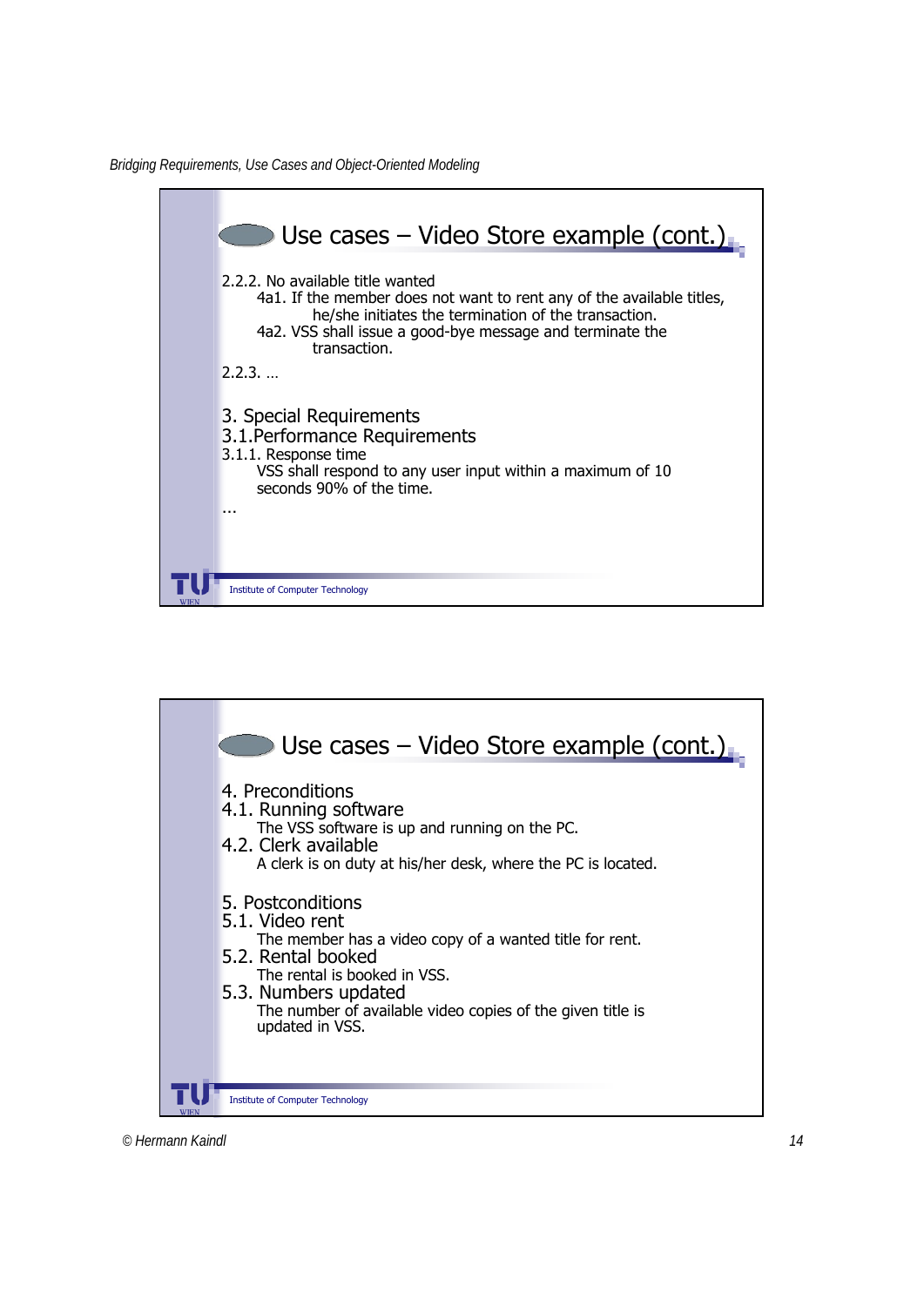## Use cases – Video Store example (cont.)

2.2.2. No available title wanted

4a1. If the member does not want to rent any of the available titles, he/she initiates the termination of the transaction.

4a2. VSS shall issue a good-bye message and terminate the transaction.

2.2.3. …

3. Special Requirements

3.1.Performance Requirements

3.1.1. Response time

VSS shall respond to any user input within a maximum of 10 seconds 90% of the time.

…

Institute of Computer Technology

## Use cases – Video Store example (cont.)

4. Preconditions

4.1. Running software

The VSS software is up and running on the PC.

4.2. Clerk available

A clerk is on duty at his/her desk, where the PC is located.

5. Postconditions

5.1. Video rent

The member has a video copy of a wanted title for rent.

5.2. Rental booked

The rental is booked in VSS.

5.3. Numbers updated

The number of available video copies of the given title is updated in VSS.

Institute of Computer Technology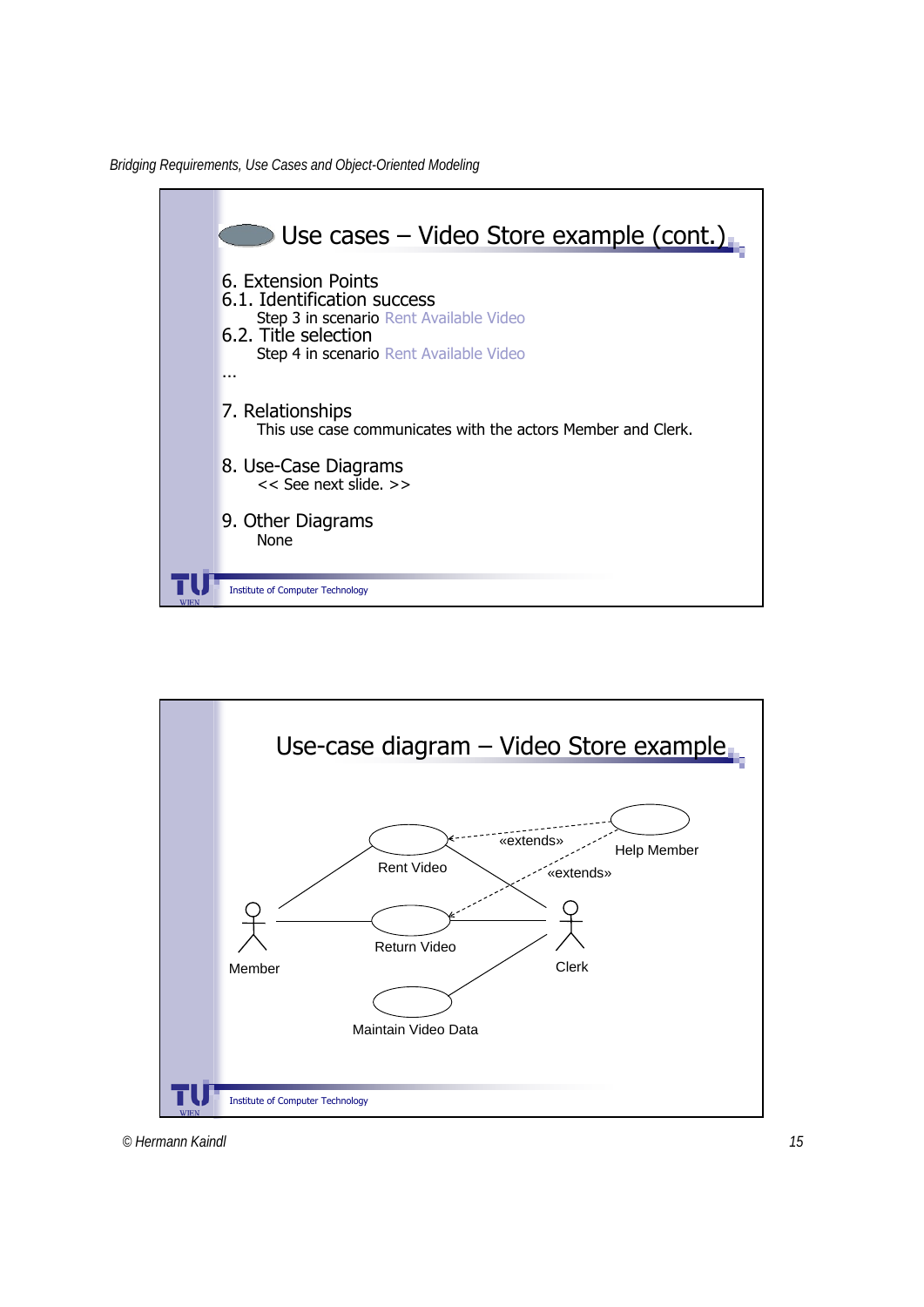## Use cases – Video Store example (cont.)

6. Extension Points

6.1. Identification success

Step 3 in scenario Rent Available Video

6.2. Title selection

Step 4 in scenario Rent Available Video

...

7. Relationships

This use case communicates with the actors Member and Clerk.

8. Use-Case Diagrams

<< See next slide. >>

9. Other Diagrams

None

Institute of Computer Technology

## Use-case diagram – Video Store example

Rent Video

«extends»

Help Member

«extends»

Member

Return Video

Clerk

Maintain Video Data

Institute of Computer Technology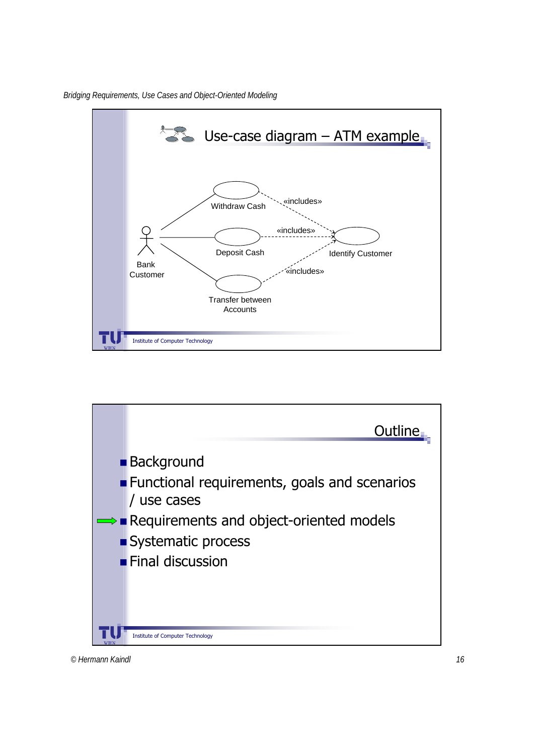## Use-case diagram – ATM example

Withdraw Cash

«includes»

Deposit Cash

«includes»

Identify Customer

«includes»

Bank Customer

Transfer between Accounts

Institute of Computer Technology

## Outline

- Background
- Functional requirements, goals and scenarios / use cases
- Requirements and object-oriented models
- Systematic process
- Final discussion

Institute of Computer Technology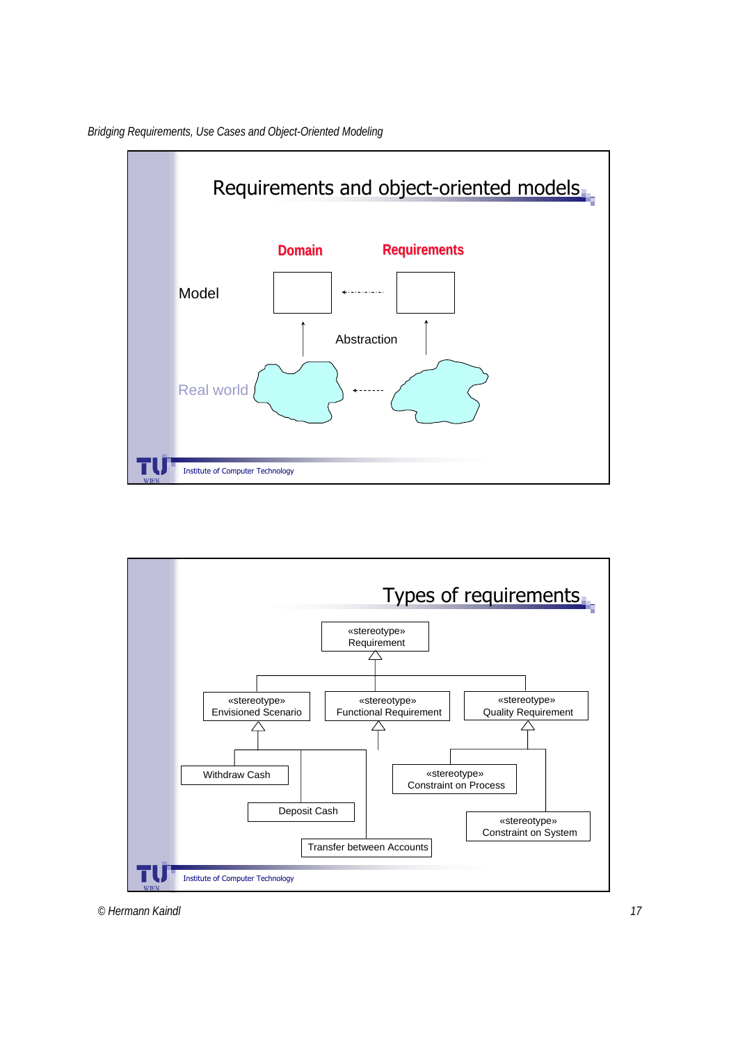## Requirements and object-oriented models

**Domain** **Requirements**

Model

Abstraction

Real world

Institute of Computer Technology

## Types of requirements

«stereotype»
Requirement

«stereotype»
Envisioned Scenario

«stereotype»
Functional Requirement

«stereotype»
Quality Requirement

Withdraw Cash

Deposit Cash

Transfer between Accounts

«stereotype»
Constraint on Process

«stereotype»
Constraint on System

Institute of Computer Technology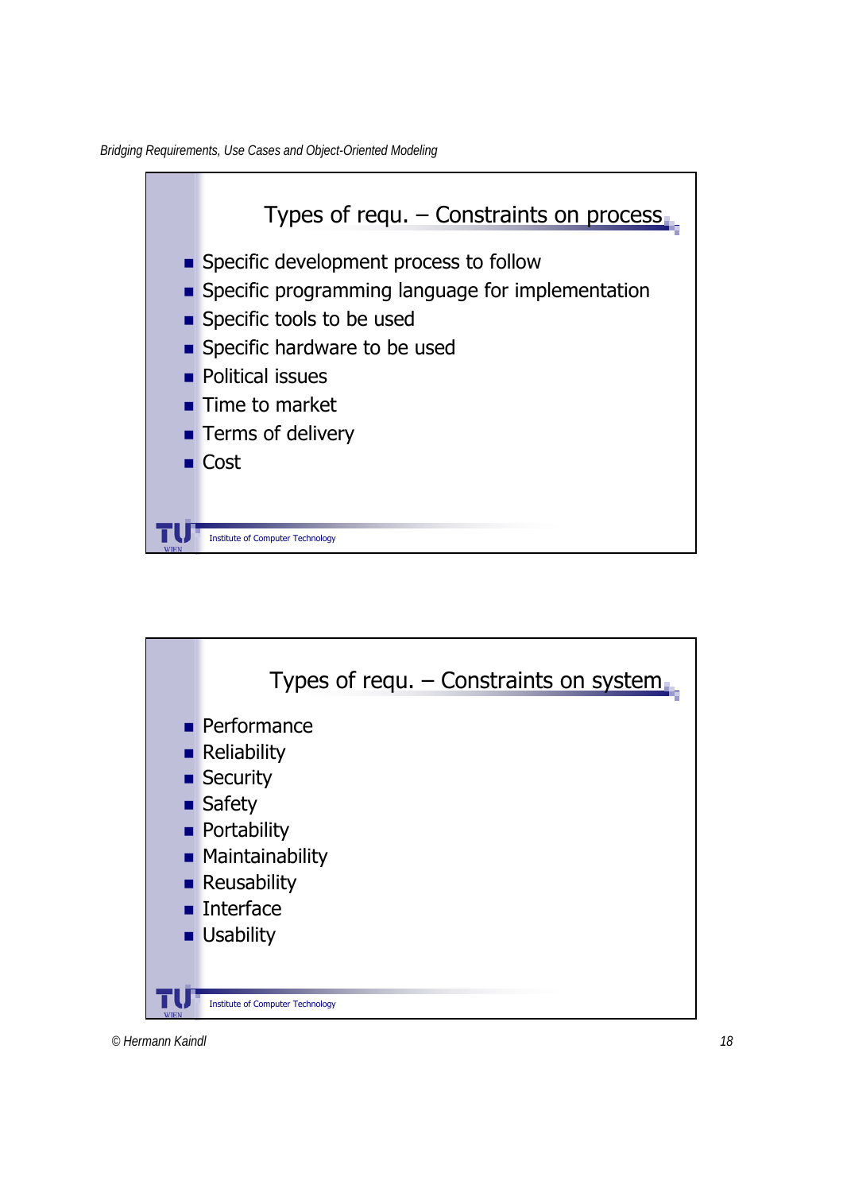## Types of requ. – Constraints on process

- Specific development process to follow
- Specific programming language for implementation
- Specific tools to be used
- Specific hardware to be used
- Political issues
- Time to market
- Terms of delivery
- Cost

Institute of Computer Technology

## Types of requ. – Constraints on system

- Performance
- Reliability
- Security
- Safety
- Portability
- Maintainability
- Reusability
- Interface
- Usability

Institute of Computer Technology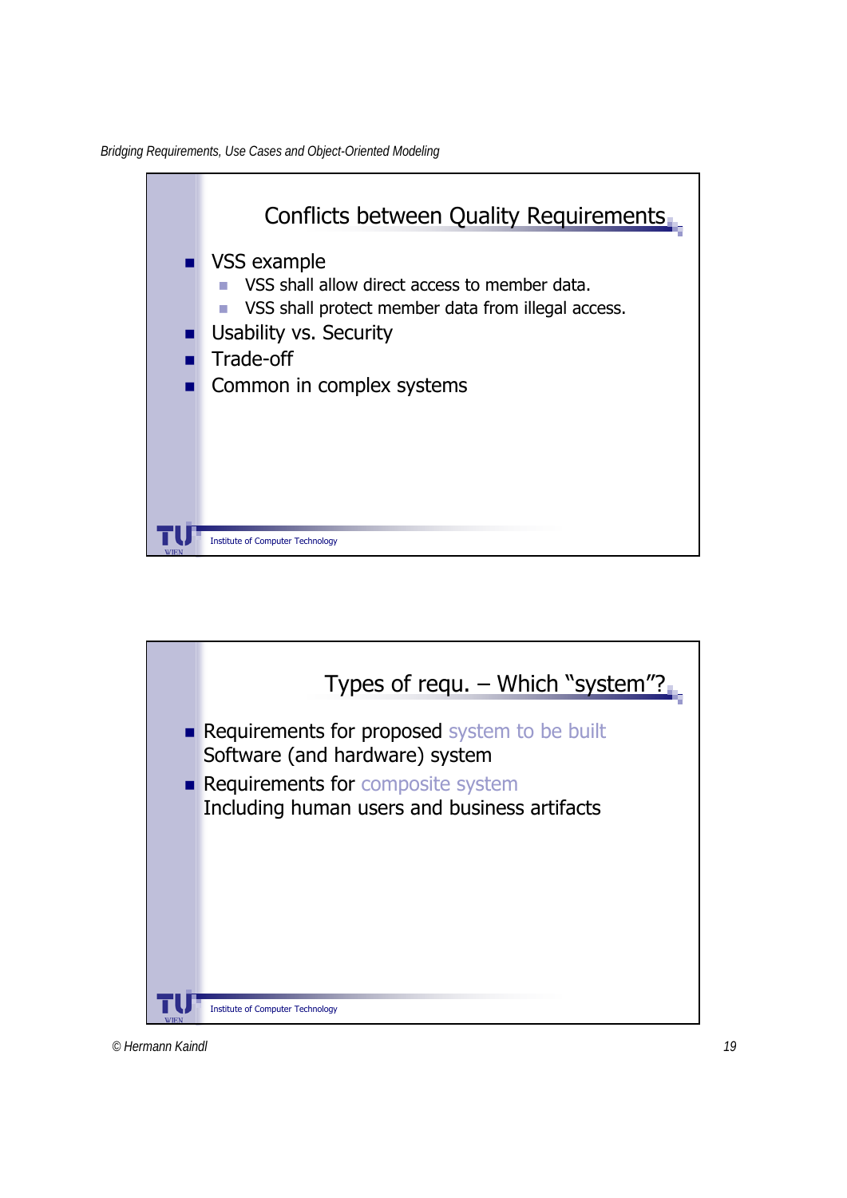## Conflicts between Quality Requirements

- VSS example
  - VSS shall allow direct access to member data.
  - VSS shall protect member data from illegal access.
- Usability vs. Security
- Trade-off
- Common in complex systems

Institute of Computer Technology

## Types of requ. – Which “system”?

- Requirements for proposed system to be built
  Software (and hardware) system
- Requirements for composite system
  Including human users and business artifacts

Institute of Computer Technology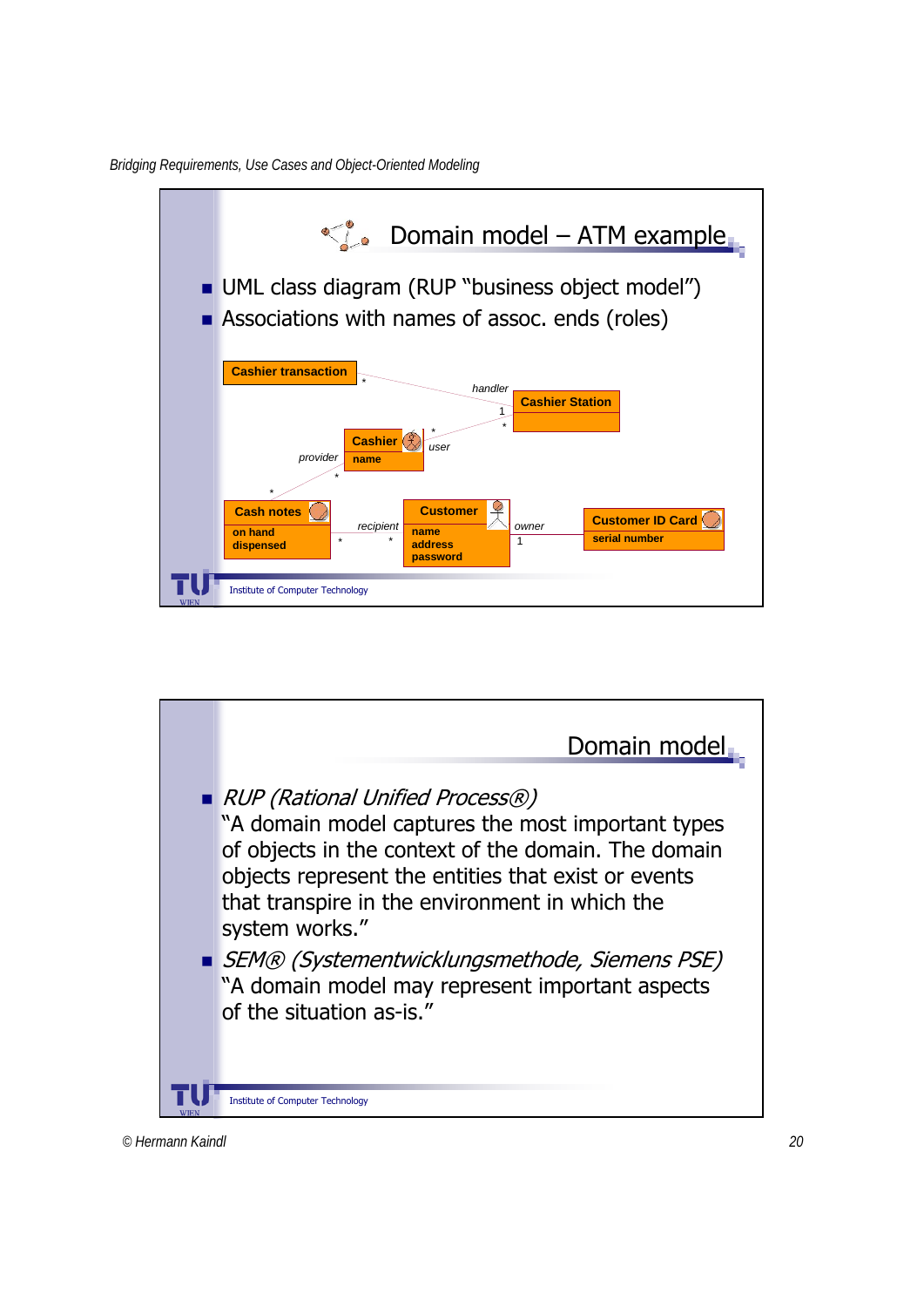## Domain model – ATM example

- UML class diagram (RUP "business object model")
- Associations with names of assoc. ends (roles)

Cashier transaction

handler

1

Cashier Station

\*

\*

\*

Cashier

name

user

provider

\*

\*

Cash notes

on hand
dispensed

recipient

\*

\*

Customer

name
address
password

owner

1

Customer ID Card

serial number

Institute of Computer Technology

## Domain model

- *RUP (Rational Unified Process®)*
  "A domain model captures the most important types of objects in the context of the domain. The domain objects represent the entities that exist or events that transpire in the environment in which the system works."
- *SEM® (Systementwicklungsmethode, Siemens PSE)*
  "A domain model may represent important aspects of the situation as-is."

Institute of Computer Technology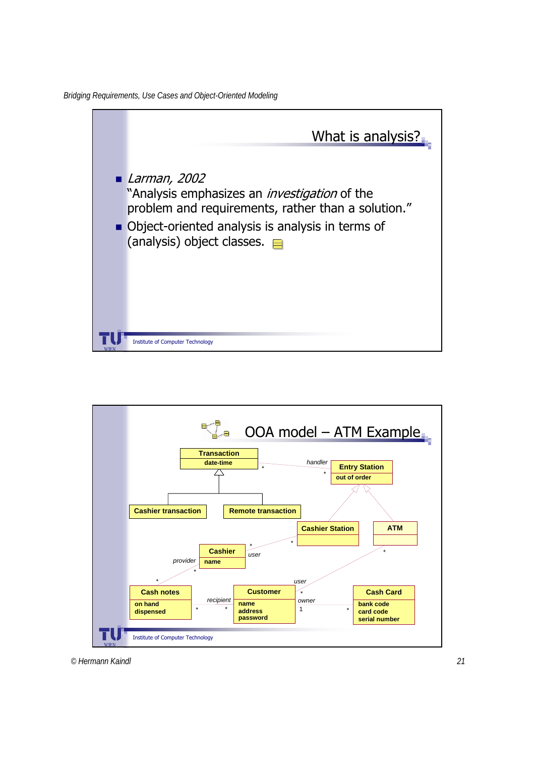## What is analysis?

- *Larman, 2002*
  "Analysis emphasizes an *investigation* of the problem and requirements, rather than a solution."
- Object-oriented analysis is analysis in terms of (analysis) object classes.

## OOA model – ATM Example

Transaction
date-time

handler
*
*

Entry Station
out of order

Cashier transaction

Remote transaction

Cashier Station

ATM

Cashier
name

user
*
*

provider
*
*

user
*

Cash notes
on hand
dispensed

recipient
*
*

Customer
name
address
password

owner
1
*

Cash Card
bank code
card code
serial number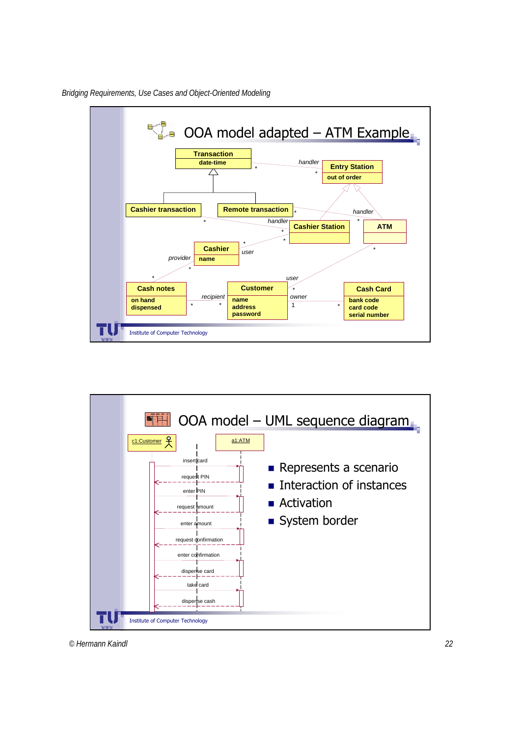## OOA model adapted – ATM Example

Transaction
date-time

Entry Station
out of order

Cashier transaction

Remote transaction

Cashier Station

ATM

Cashier
name

Cash notes
on hand
dispensed

Customer
name
address
password

Cash Card
bank code
card code
serial number

handler, handler, handler, user, provider, user, recipient, owner

Institute of Computer Technology

## OOA model – UML sequence diagram

c1:Customer

a1:ATM

insert card
request PIN
enter PIN
request amount
enter amount
request confirmation
enter confirmation
dispense card
take card
dispense cash

- Represents a scenario
- Interaction of instances
- Activation
- System border

Institute of Computer Technology

© Hermann Kaindl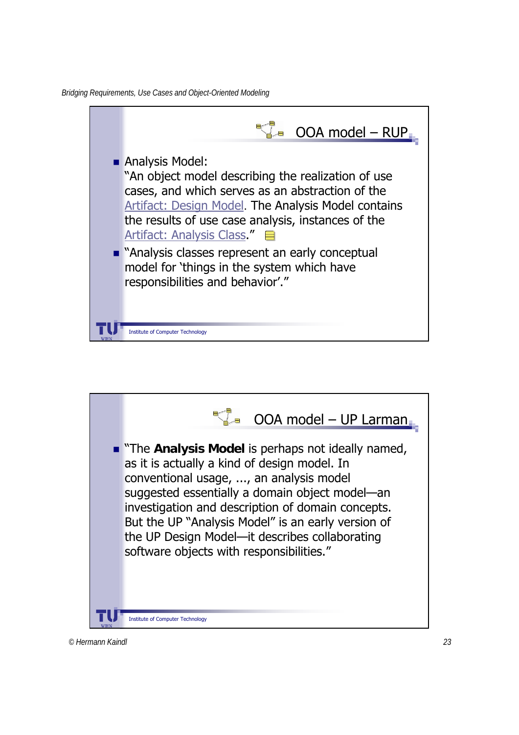## OOA model – RUP

- Analysis Model:
  "An object model describing the realization of use cases, and which serves as an abstraction of the Artifact: Design Model. The Analysis Model contains the results of use case analysis, instances of the Artifact: Analysis Class."
- "Analysis classes represent an early conceptual model for 'things in the system which have responsibilities and behavior'."

Institute of Computer Technology

## OOA model – UP Larman

- "The **Analysis Model** is perhaps not ideally named, as it is actually a kind of design model. In conventional usage, ..., an analysis model suggested essentially a domain object model—an investigation and description of domain concepts. But the UP "Analysis Model" is an early version of the UP Design Model—it describes collaborating software objects with responsibilities."

Institute of Computer Technology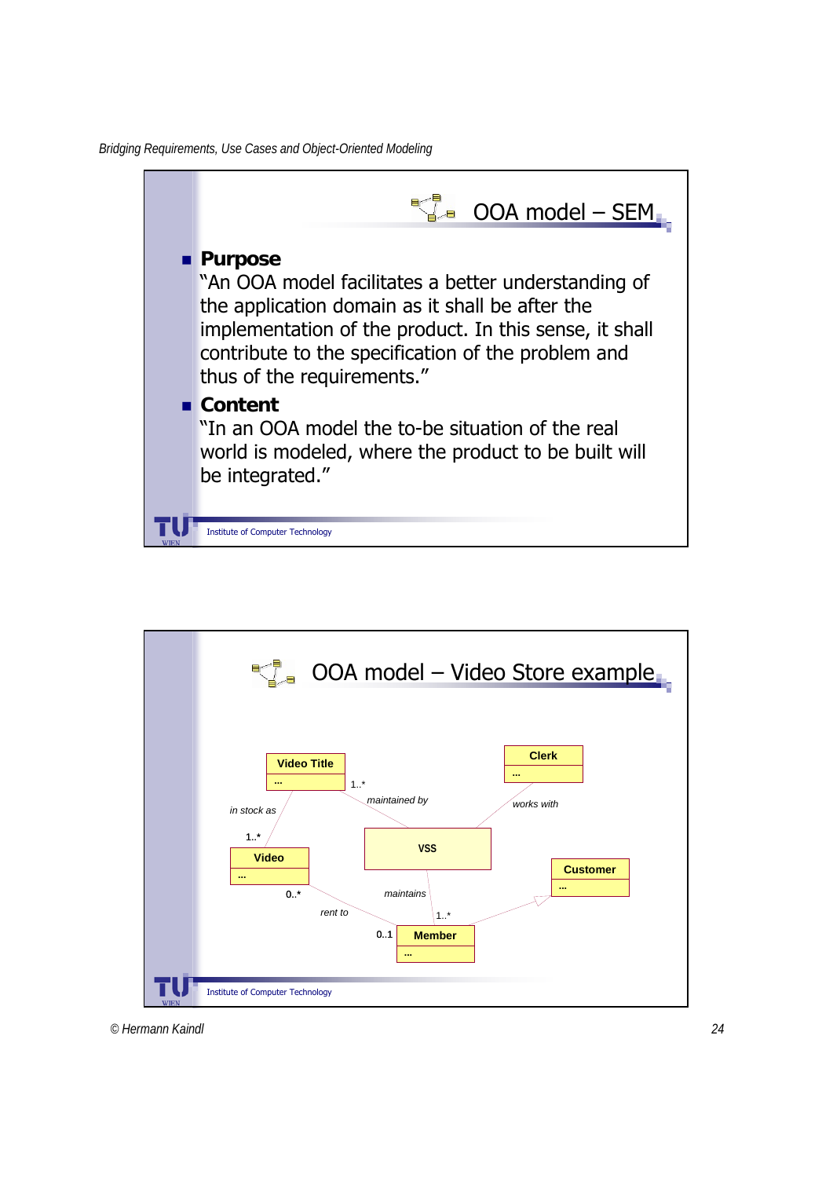## OOA model – SEM

- **Purpose**
  "An OOA model facilitates a better understanding of the application domain as it shall be after the implementation of the product. In this sense, it shall contribute to the specification of the problem and thus of the requirements."
- **Content**
  "In an OOA model the to-be situation of the real world is modeled, where the product to be built will be integrated."

## OOA model – Video Store example

Video Title ... | 1..* | maintained by | Clerk ... | works with | in stock as | 1..* | Video ... | VSS | Customer ... | 0..* | maintains | rent to | 1..* | 0..1 | Member ...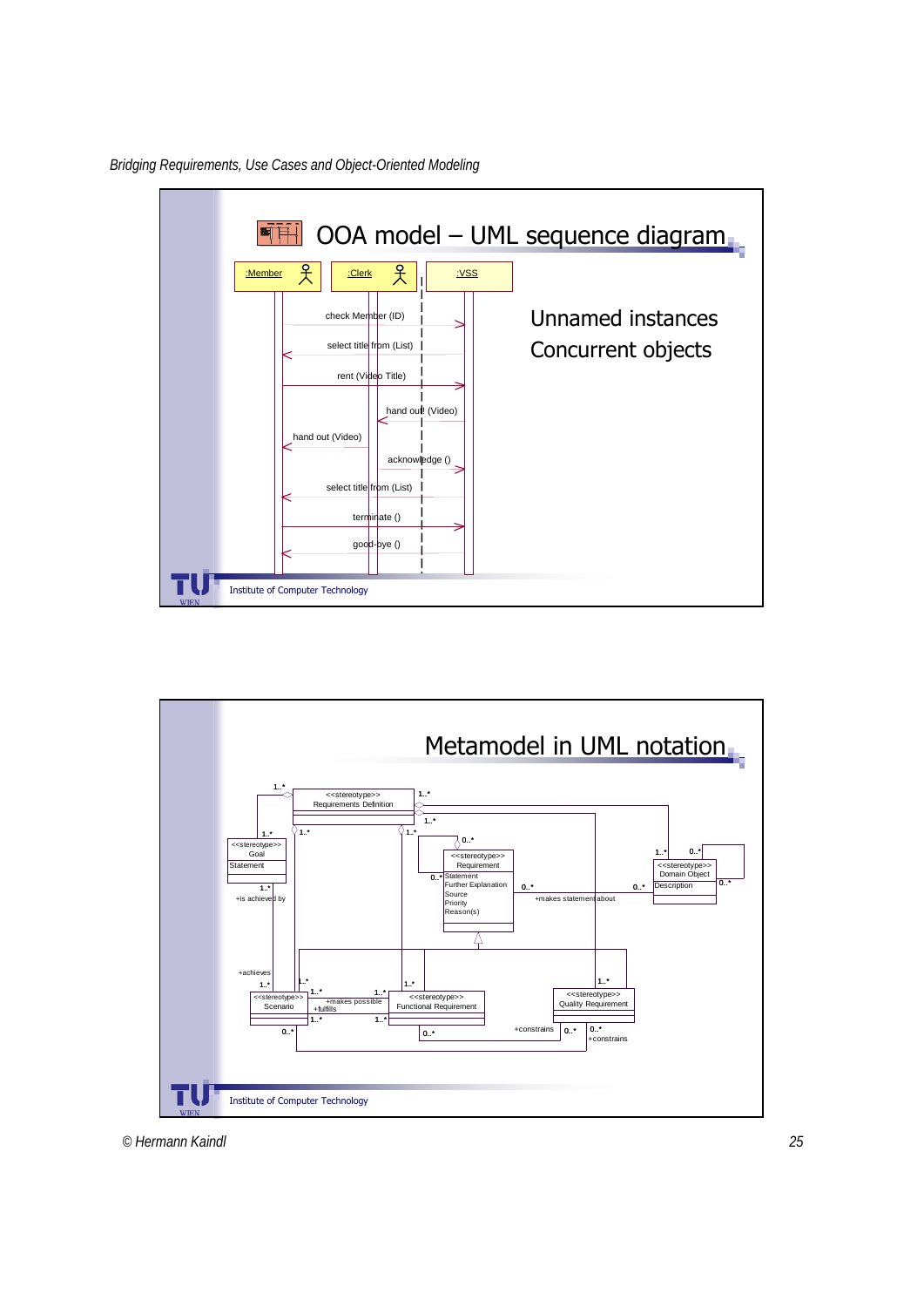## OOA model – UML sequence diagram

:Member — :Clerk — :VSS

- check Member (ID)
- select title from (List)
- rent (Video Title)
- hand out (Video)
- hand out (Video)
- acknowledge ()
- select title from (List)
- terminate ()
- good-bye ()

Unnamed instances
Concurrent objects

Institute of Computer Technology

## Metamodel in UML notation

<<stereotype>> Requirements Definition

<<stereotype>> Goal
Statement

<<stereotype>> Requirement
Statement
Further Explanation
Source
Priority
Reason(s)

<<stereotype>> Domain Object
Description

<<stereotype>> Scenario

<<stereotype>> Functional Requirement

<<stereotype>> Quality Requirement

+is achieved by
+achieves
+makes possible
+fulfills
+makes statement about
+constrains
+constrains

Institute of Computer Technology

© Hermann Kaindl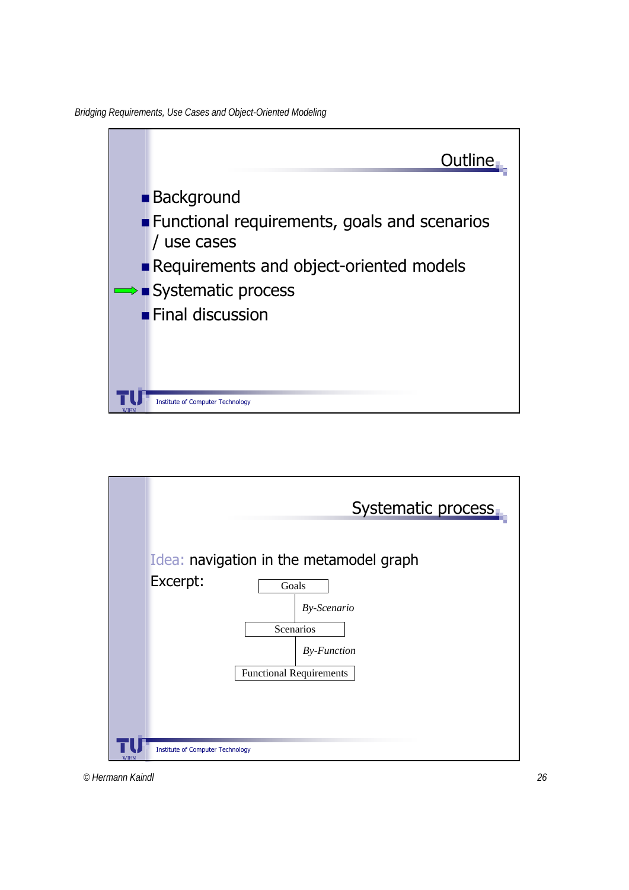## Outline

- Background
- Functional requirements, goals and scenarios / use cases
- Requirements and object-oriented models
- ⇨ Systematic process
- Final discussion

Institute of Computer Technology

## Systematic process

Idea: navigation in the metamodel graph

Excerpt:

Goals

*By-Scenario*

Scenarios

*By-Function*

Functional Requirements

Institute of Computer Technology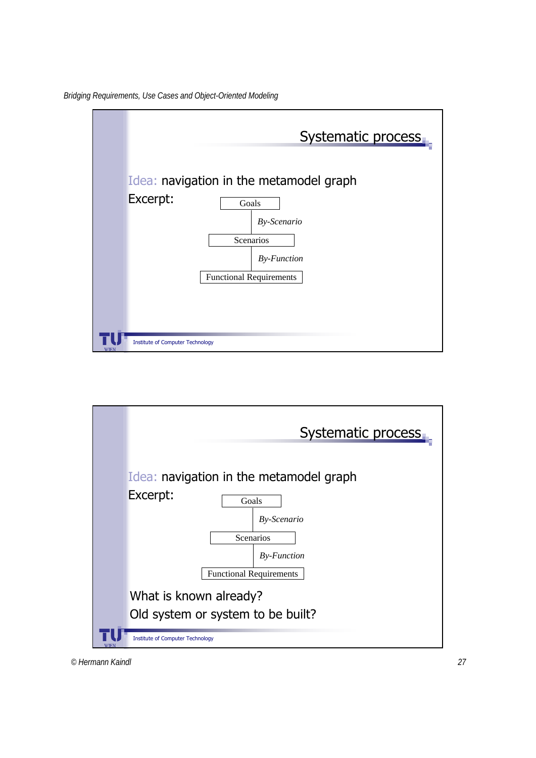## Systematic process

Idea: navigation in the metamodel graph

Excerpt:

Goals
*By-Scenario*
Scenarios
*By-Function*
Functional Requirements

Institute of Computer Technology

## Systematic process

Idea: navigation in the metamodel graph

Excerpt:

Goals
*By-Scenario*
Scenarios
*By-Function*
Functional Requirements

What is known already?

Old system or system to be built?

Institute of Computer Technology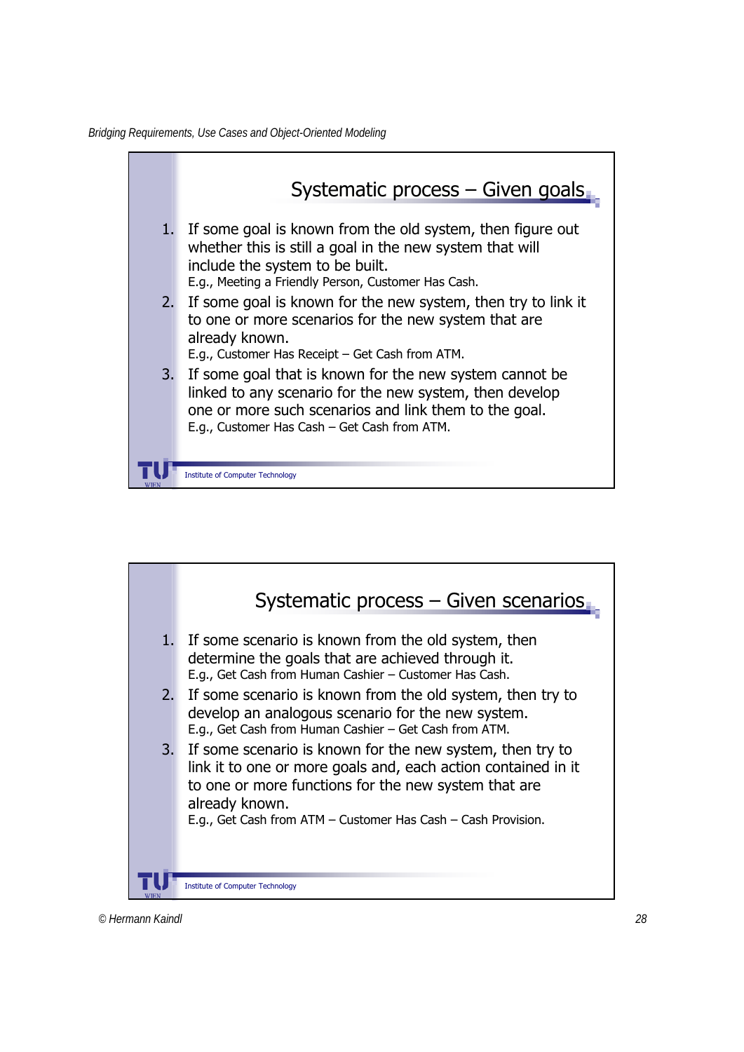## Systematic process – Given goals

1. If some goal is known from the old system, then figure out whether this is still a goal in the new system that will include the system to be built.
   E.g., Meeting a Friendly Person, Customer Has Cash.
2. If some goal is known for the new system, then try to link it to one or more scenarios for the new system that are already known.
   E.g., Customer Has Receipt – Get Cash from ATM.
3. If some goal that is known for the new system cannot be linked to any scenario for the new system, then develop one or more such scenarios and link them to the goal.
   E.g., Customer Has Cash – Get Cash from ATM.

Institute of Computer Technology

## Systematic process – Given scenarios

1. If some scenario is known from the old system, then determine the goals that are achieved through it.
   E.g., Get Cash from Human Cashier – Customer Has Cash.
2. If some scenario is known from the old system, then try to develop an analogous scenario for the new system.
   E.g., Get Cash from Human Cashier – Get Cash from ATM.
3. If some scenario is known for the new system, then try to link it to one or more goals and, each action contained in it to one or more functions for the new system that are already known.
   E.g., Get Cash from ATM – Customer Has Cash – Cash Provision.

Institute of Computer Technology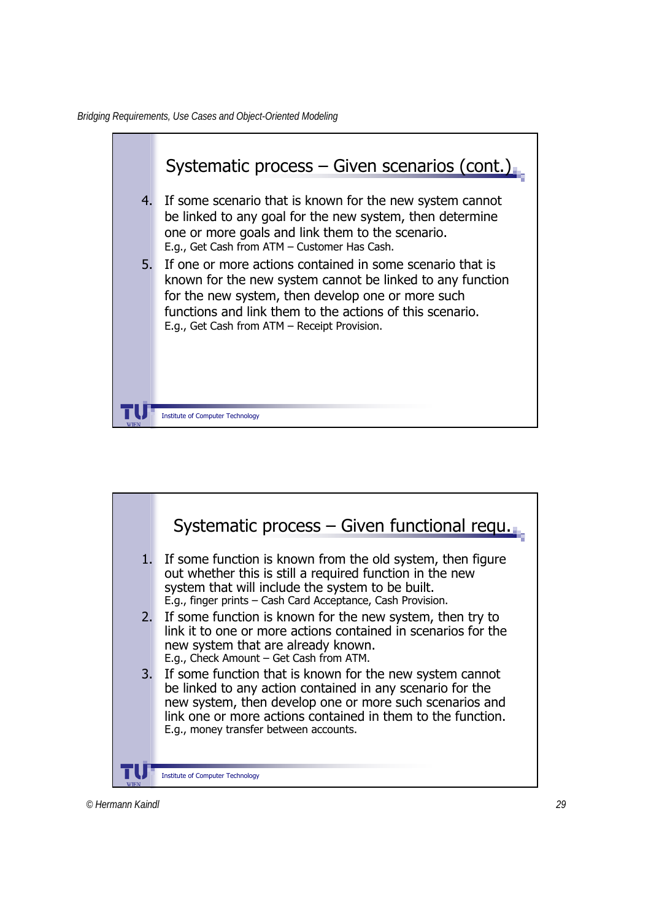## Systematic process – Given scenarios (cont.)

4. If some scenario that is known for the new system cannot be linked to any goal for the new system, then determine one or more goals and link them to the scenario.
   E.g., Get Cash from ATM – Customer Has Cash.
5. If one or more actions contained in some scenario that is known for the new system cannot be linked to any function for the new system, then develop one or more such functions and link them to the actions of this scenario.
   E.g., Get Cash from ATM – Receipt Provision.

Institute of Computer Technology

## Systematic process – Given functional requ.

1. If some function is known from the old system, then figure out whether this is still a required function in the new system that will include the system to be built.
   E.g., finger prints – Cash Card Acceptance, Cash Provision.
2. If some function is known for the new system, then try to link it to one or more actions contained in scenarios for the new system that are already known.
   E.g., Check Amount – Get Cash from ATM.
3. If some function that is known for the new system cannot be linked to any action contained in any scenario for the new system, then develop one or more such scenarios and link one or more actions contained in them to the function.
   E.g., money transfer between accounts.

Institute of Computer Technology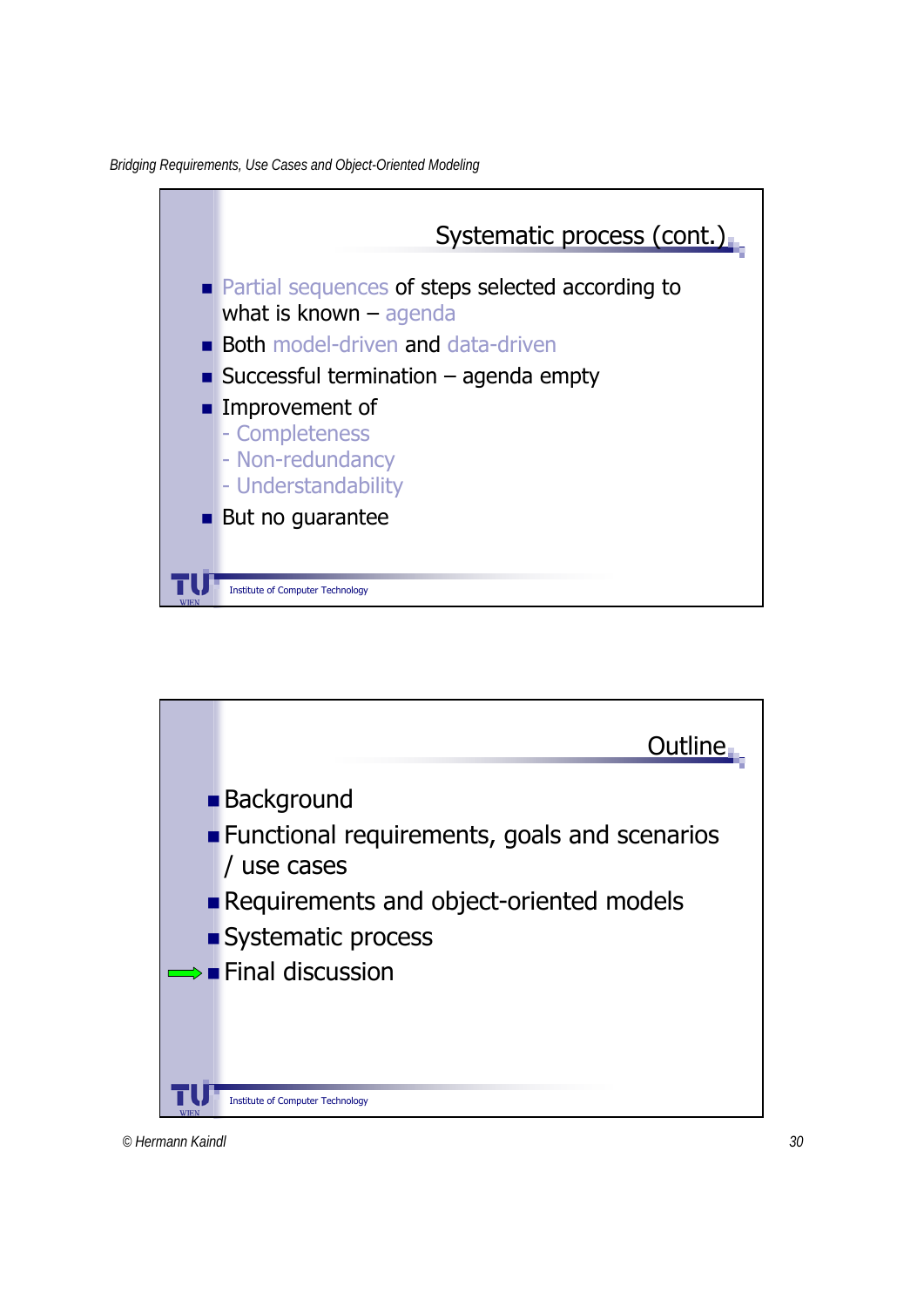## Systematic process (cont.)

- Partial sequences of steps selected according to what is known – agenda
- Both model-driven and data-driven
- Successful termination – agenda empty
- Improvement of
  - Completeness
  - Non-redundancy
  - Understandability
- But no guarantee

Institute of Computer Technology

## Outline

- Background
- Functional requirements, goals and scenarios / use cases
- Requirements and object-oriented models
- Systematic process
- ⇒ Final discussion

Institute of Computer Technology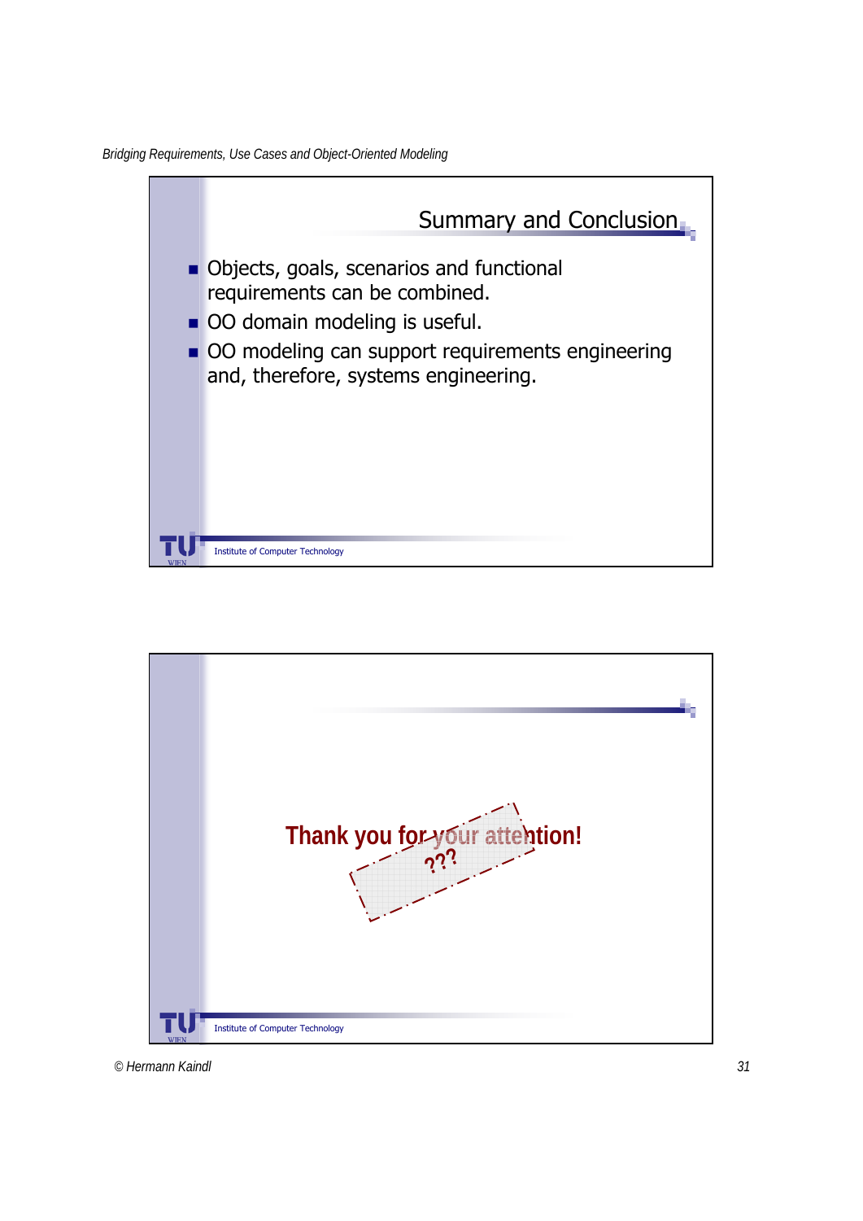## Summary and Conclusion

- Objects, goals, scenarios and functional requirements can be combined.
- OO domain modeling is useful.
- OO modeling can support requirements engineering and, therefore, systems engineering.

Institute of Computer Technology

**Thank you for your attention!**

???

Institute of Computer Technology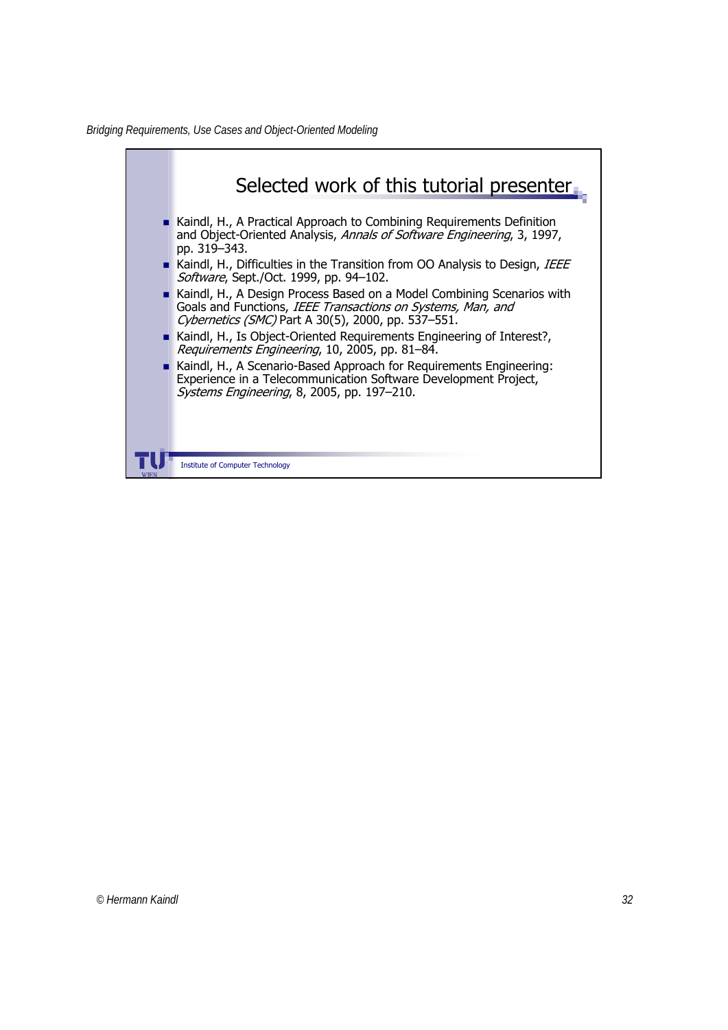## Selected work of this tutorial presenter

- Kaindl, H., A Practical Approach to Combining Requirements Definition and Object-Oriented Analysis, *Annals of Software Engineering*, 3, 1997, pp. 319–343.
- Kaindl, H., Difficulties in the Transition from OO Analysis to Design, *IEEE Software*, Sept./Oct. 1999, pp. 94–102.
- Kaindl, H., A Design Process Based on a Model Combining Scenarios with Goals and Functions, *IEEE Transactions on Systems, Man, and Cybernetics (SMC)* Part A 30(5), 2000, pp. 537–551.
- Kaindl, H., Is Object-Oriented Requirements Engineering of Interest?, *Requirements Engineering*, 10, 2005, pp. 81–84.
- Kaindl, H., A Scenario-Based Approach for Requirements Engineering: Experience in a Telecommunication Software Development Project, *Systems Engineering*, 8, 2005, pp. 197–210.

Institute of Computer Technology